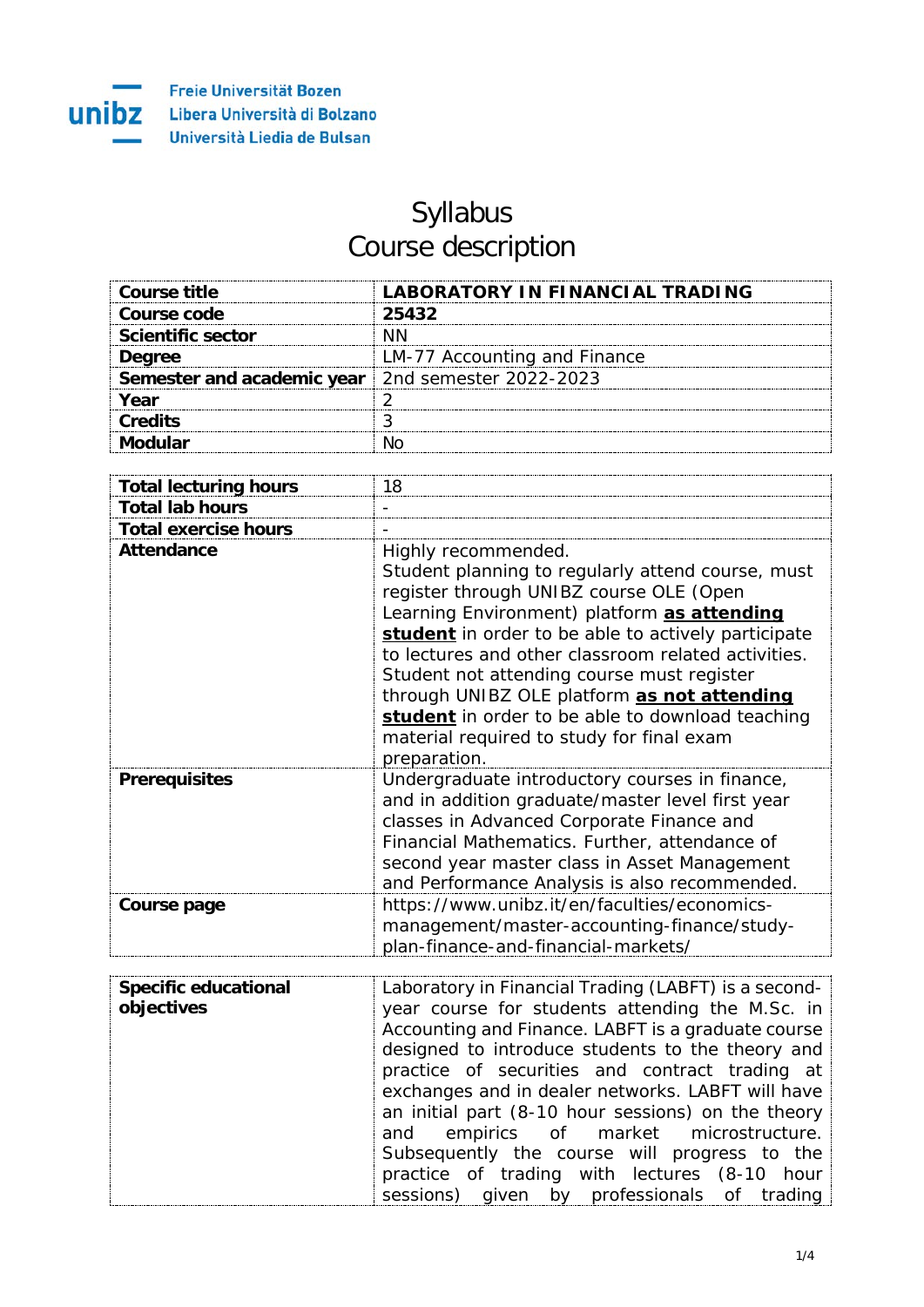Freie Universität Bozen
Libera Università di Bolzano
Università Liedia de Bulsan

# Syllabus
# Course description

| Course title | **LABORATORY IN FINANCIAL TRADING** |
|---|---|
| Course code | **25432** |
| Scientific sector | NN |
| Degree | LM-77 Accounting and Finance |
| Semester and academic year | 2nd semester 2022-2023 |
| Year | 2 |
| Credits | 3 |
| Modular | No |

| Total lecturing hours | 18 |
|---|---|
| Total lab hours | - |
| Total exercise hours | - |
| Attendance | Highly recommended. Student planning to regularly attend course, must register through UNIBZ course OLE (Open Learning Environment) platform **as attending student** in order to be able to actively participate to lectures and other classroom related activities. Student not attending course must register through UNIBZ OLE platform **as not attending student** in order to be able to download teaching material required to study for final exam preparation. |
| Prerequisites | Undergraduate introductory courses in finance, and in addition graduate/master level first year classes in Advanced Corporate Finance and Financial Mathematics. Further, attendance of second year master class in Asset Management and Performance Analysis is also recommended. |
| Course page | https://www.unibz.it/en/faculties/economics-management/master-accounting-finance/study-plan-finance-and-financial-markets/ |

| Specific educational objectives | Laboratory in Financial Trading (LABFT) is a second-year course for students attending the M.Sc. in Accounting and Finance. LABFT is a graduate course designed to introduce students to the theory and practice of securities and contract trading at exchanges and in dealer networks. LABFT will have an initial part (8-10 hour sessions) on the theory and empirics of market microstructure. Subsequently the course will progress to the practice of trading with lectures (8-10 hour sessions) given by professionals of trading |
|---|---|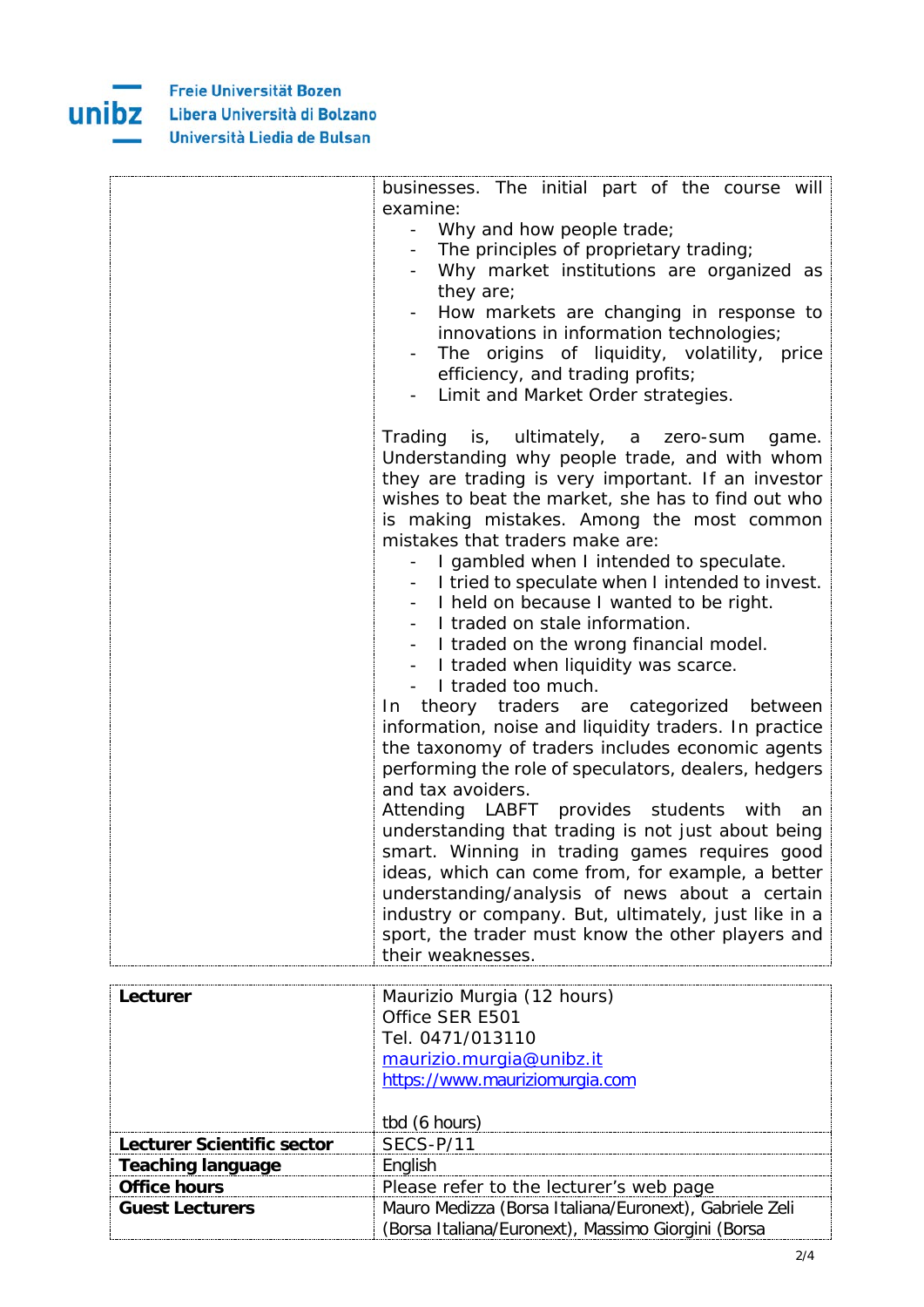| | |
|---|---|
| | businesses. The initial part of the course will examine:<br>- Why and how people trade;<br>- The principles of proprietary trading;<br>- Why market institutions are organized as they are;<br>- How markets are changing in response to innovations in information technologies;<br>- The origins of liquidity, volatility, price efficiency, and trading profits;<br>- Limit and Market Order strategies.<br><br>Trading is, ultimately, a zero-sum game. Understanding why people trade, and with whom they are trading is very important. If an investor wishes to beat the market, she has to find out who is making mistakes. Among the most common mistakes that traders make are:<br>- I gambled when I intended to speculate.<br>- I tried to speculate when I intended to invest.<br>- I held on because I wanted to be right.<br>- I traded on stale information.<br>- I traded on the wrong financial model.<br>- I traded when liquidity was scarce.<br>- I traded too much.<br>In theory traders are categorized between information, noise and liquidity traders. In practice the taxonomy of traders includes economic agents performing the role of speculators, dealers, hedgers and tax avoiders.<br>Attending LABFT provides students with an understanding that trading is not just about being smart. Winning in trading games requires good ideas, which can come from, for example, a better understanding/analysis of news about a certain industry or company. But, ultimately, just like in a sport, the trader must know the other players and their weaknesses. |

| | |
|---|---|
| **Lecturer** | Maurizio Murgia (12 hours)<br>Office SER E501<br>Tel. 0471/013110<br>maurizio.murgia@unibz.it<br>https://www.mauriziomurgia.com<br><br>tbd (6 hours) |
| **Lecturer Scientific sector** | SECS-P/11 |
| **Teaching language** | English |
| **Office hours** | Please refer to the lecturer's web page |
| **Guest Lecturers** | Mauro Medizza (Borsa Italiana/Euronext), Gabriele Zeli (Borsa Italiana/Euronext), Massimo Giorgini (Borsa |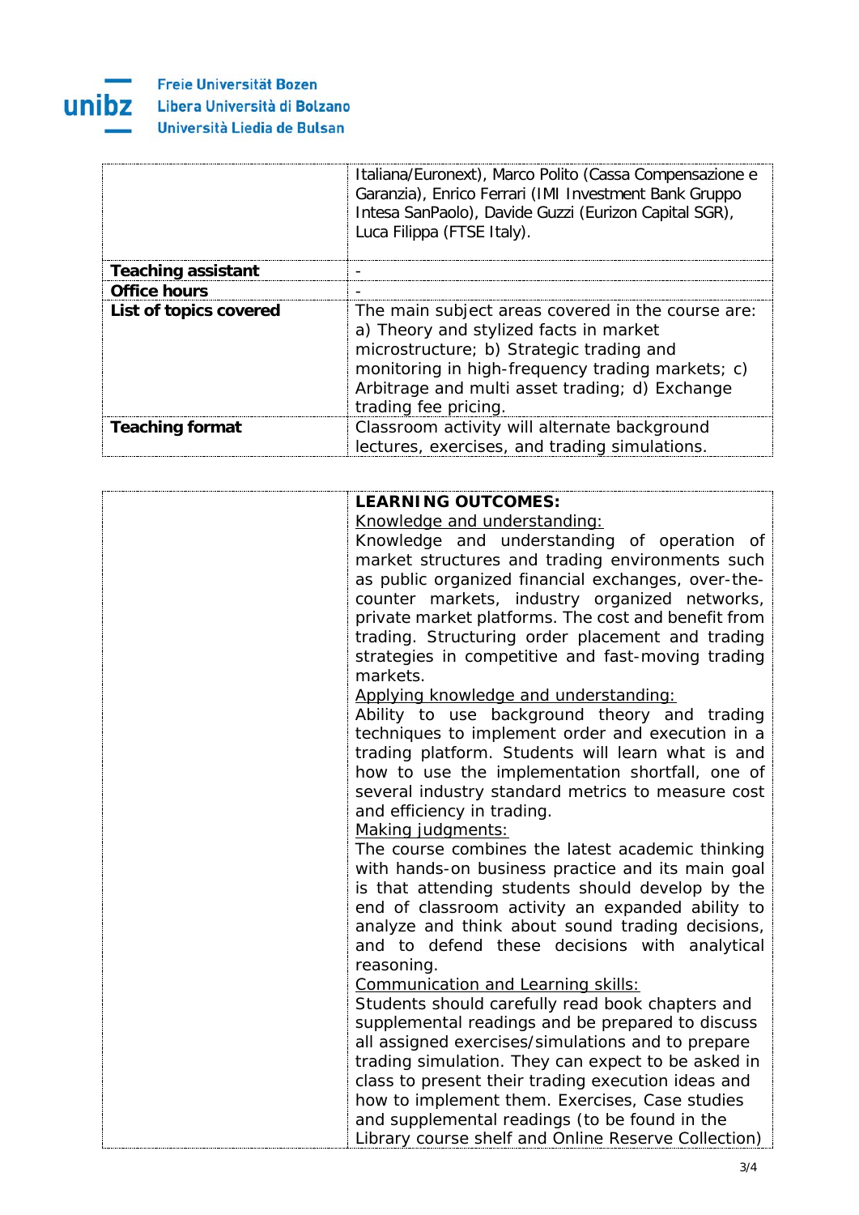| | |
|---|---|
| | Italiana/Euronext), Marco Polito (Cassa Compensazione e Garanzia), Enrico Ferrari (IMI Investment Bank Gruppo Intesa SanPaolo), Davide Guzzi (Eurizon Capital SGR), Luca Filippa (FTSE Italy). |
| **Teaching assistant** | - |
| **Office hours** | - |
| **List of topics covered** | The main subject areas covered in the course are: a) Theory and stylized facts in market microstructure; b) Strategic trading and monitoring in high-frequency trading markets; c) Arbitrage and multi asset trading; d) Exchange trading fee pricing. |
| **Teaching format** | Classroom activity will alternate background lectures, exercises, and trading simulations. |

| | |
|---|---|
| | **LEARNING OUTCOMES:**<br>Knowledge and understanding:<br>Knowledge and understanding of operation of market structures and trading environments such as public organized financial exchanges, over-the-counter markets, industry organized networks, private market platforms. The cost and benefit from trading. Structuring order placement and trading strategies in competitive and fast-moving trading markets.<br>Applying knowledge and understanding:<br>Ability to use background theory and trading techniques to implement order and execution in a trading platform. Students will learn what is and how to use the implementation shortfall, one of several industry standard metrics to measure cost and efficiency in trading.<br>Making judgments:<br>The course combines the latest academic thinking with hands-on business practice and its main goal is that attending students should develop by the end of classroom activity an expanded ability to analyze and think about sound trading decisions, and to defend these decisions with analytical reasoning.<br>Communication and Learning skills:<br>Students should carefully read book chapters and supplemental readings and be prepared to discuss all assigned exercises/simulations and to prepare trading simulation. They can expect to be asked in class to present their trading execution ideas and how to implement them. Exercises, Case studies and supplemental readings (to be found in the Library course shelf and Online Reserve Collection) |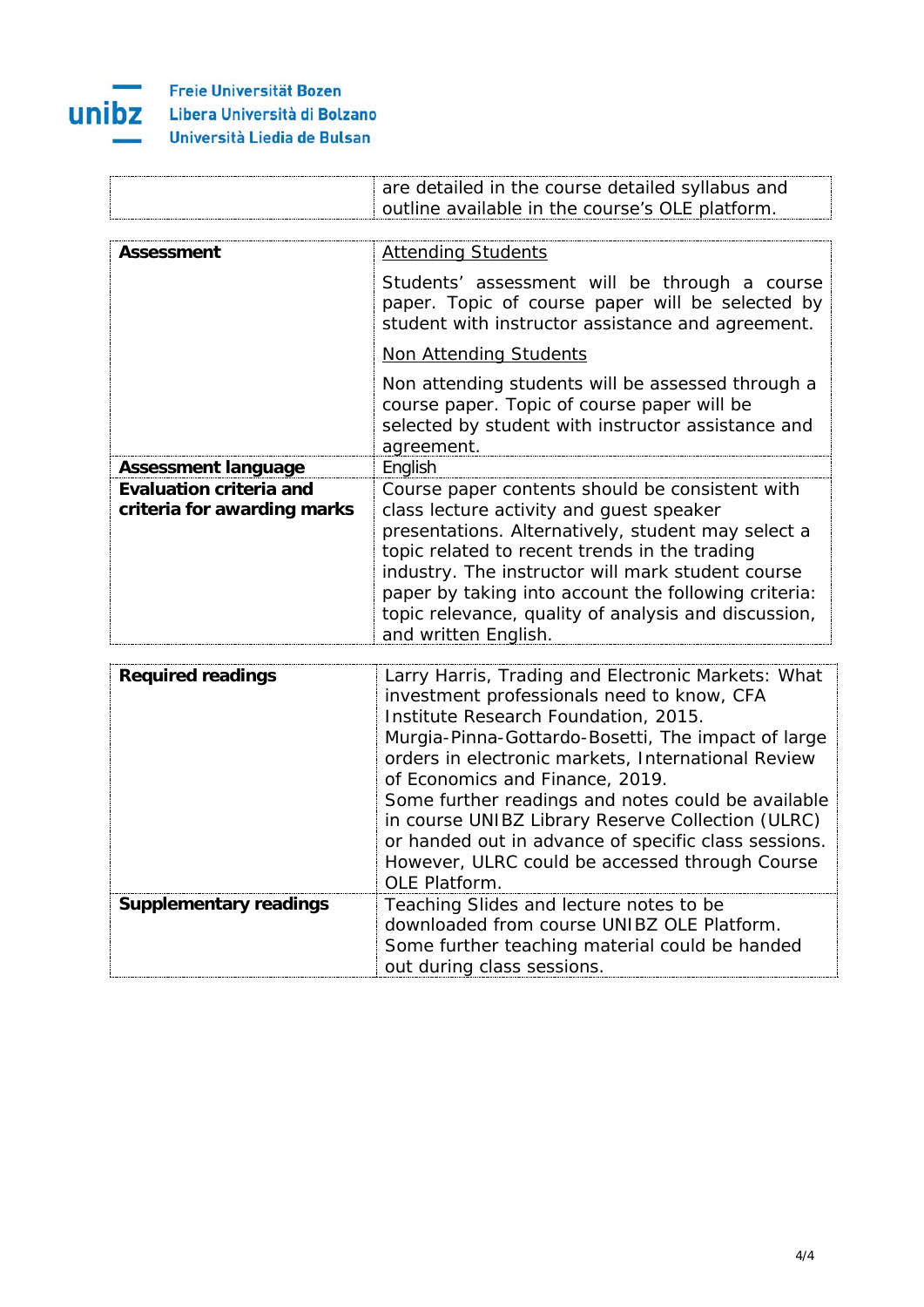| | |
|---|---|
| | are detailed in the course detailed syllabus and outline available in the course's OLE platform. |

| | |
|---|---|
| **Assessment** | Attending Students<br><br>Students' assessment will be through a course paper. Topic of course paper will be selected by student with instructor assistance and agreement.<br><br>Non Attending Students<br><br>Non attending students will be assessed through a course paper. Topic of course paper will be selected by student with instructor assistance and agreement. |
| **Assessment language** | English |
| **Evaluation criteria and criteria for awarding marks** | Course paper contents should be consistent with class lecture activity and guest speaker presentations. Alternatively, student may select a topic related to recent trends in the trading industry. The instructor will mark student course paper by taking into account the following criteria: topic relevance, quality of analysis and discussion, and written English. |

| | |
|---|---|
| **Required readings** | Larry Harris, Trading and Electronic Markets: What investment professionals need to know, CFA Institute Research Foundation, 2015.<br>Murgia-Pinna-Gottardo-Bosetti, The impact of large orders in electronic markets, International Review of Economics and Finance, 2019.<br>Some further readings and notes could be available in course UNIBZ Library Reserve Collection (ULRC) or handed out in advance of specific class sessions. However, ULRC could be accessed through Course OLE Platform. |
| **Supplementary readings** | Teaching Slides and lecture notes to be downloaded from course UNIBZ OLE Platform. Some further teaching material could be handed out during class sessions. |